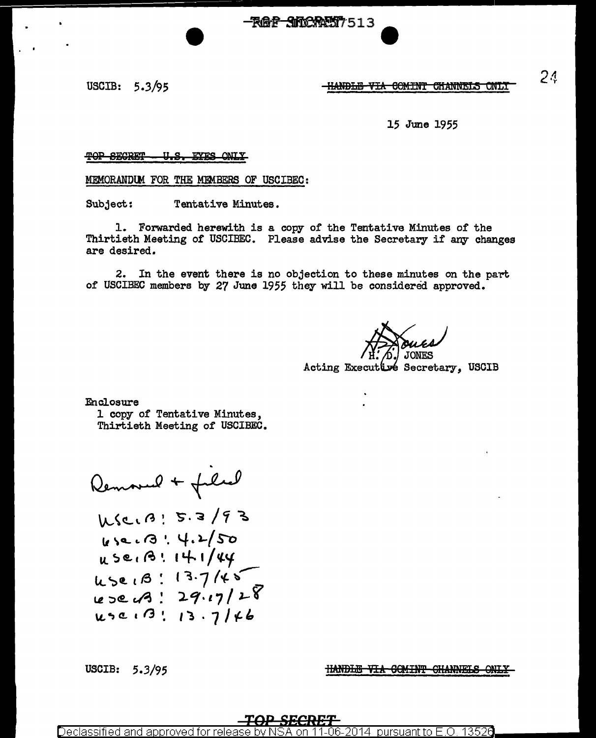USCIB: 5.3/95

~~HANDLE VIA COMINT CHANNELS ONLY~~

15 June 1955

~~TOP SECRET - U.S. EYES ONLY~~

MEMORANDUM FOR THE MEMBERS OF USCIBEC:

Subject: Tentative Minutes.

1. Forwarded herewith is a copy of the Tentative Minutes of the Thirtieth Meeting of USCIBEC. Please advise the Secretary if any changes are desired.

2. In the event there is no objection to these minutes on the part of USCIBEC members by 27 June 1955 they will be considered approved.

H. D. JONES
Acting Executive Secretary, USCIB

Enclosure
1 copy of Tentative Minutes,
Thirtieth Meeting of USCIBEC.

Removed + filed
USCIB: 5.3/93
USCIB: 4.2/50
USCIB: 14.1/44
USCIB: 13.7/45
USCIB: 29.17/28
USCIB: 13.7/46

USCIB: 5.3/95

~~HANDLE VIA COMINT CHANNELS ONLY~~

~~TOP SECRET~~

Declassified and approved for release by NSA on 11-06-2014 pursuant to E.O. 13526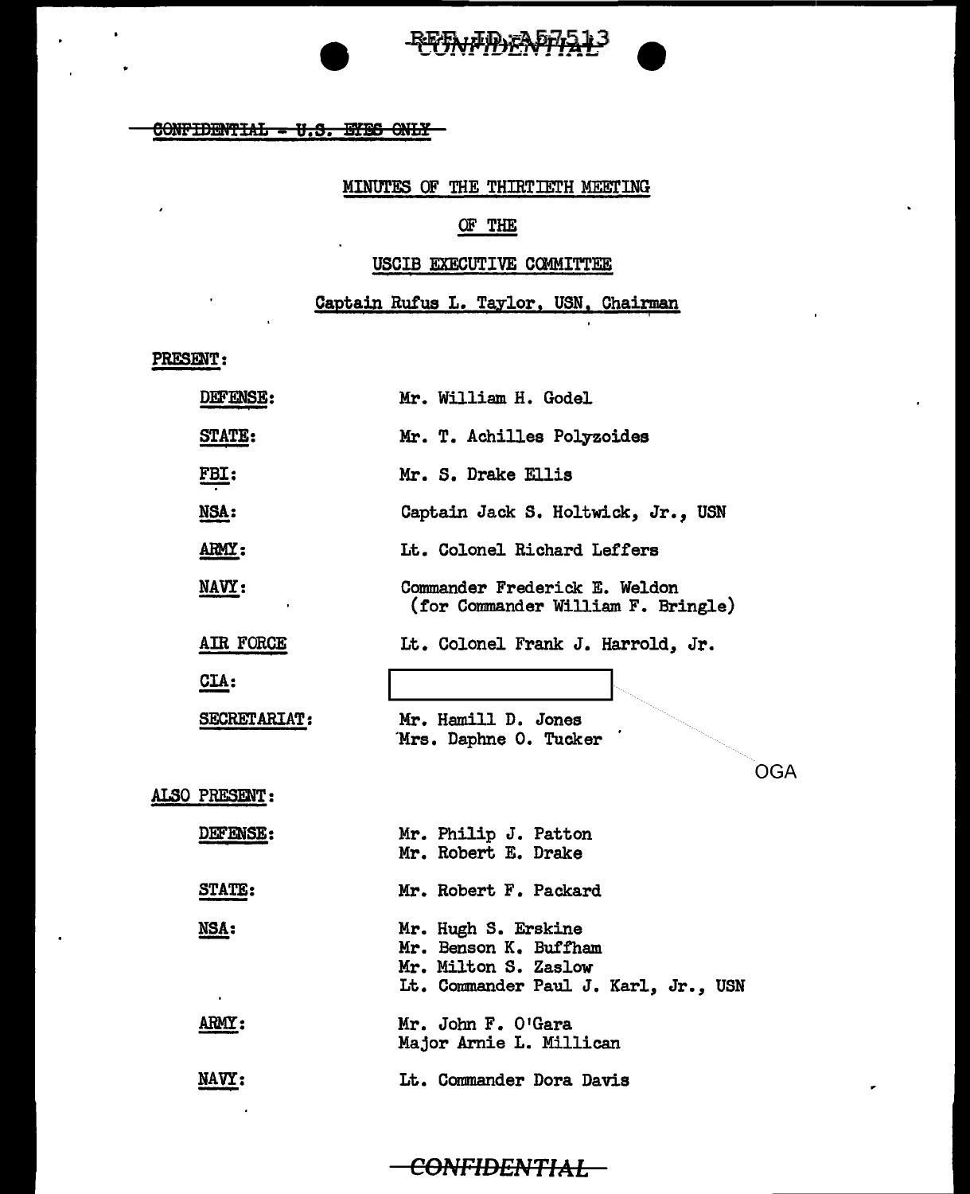~~CONFIDENTIAL - U.S. EYES ONLY~~

MINUTES OF THE THIRTIETH MEETING

OF THE

USCIB EXECUTIVE COMMITTEE

Captain Rufus L. Taylor, USN, Chairman

PRESENT:

| | |
|---|---|
| DEFENSE: | Mr. William H. Godel |
| STATE: | Mr. T. Achilles Polyzoides |
| FBI: | Mr. S. Drake Ellis |
| NSA: | Captain Jack S. Holtwick, Jr., USN |
| ARMY: | Lt. Colonel Richard Leffers |
| NAVY: | Commander Frederick E. Weldon (for Commander William F. Bringle) |
| AIR FORCE | Lt. Colonel Frank J. Harrold, Jr. |
| CIA: | [redacted] OGA |
| SECRETARIAT: | Mr. Hamill D. Jones<br>Mrs. Daphne O. Tucker |

ALSO PRESENT:

| | |
|---|---|
| DEFENSE: | Mr. Philip J. Patton<br>Mr. Robert E. Drake |
| STATE: | Mr. Robert F. Packard |
| NSA: | Mr. Hugh S. Erskine<br>Mr. Benson K. Buffham<br>Mr. Milton S. Zaslow<br>Lt. Commander Paul J. Karl, Jr., USN |
| ARMY: | Mr. John F. O'Gara<br>Major Arnie L. Millican |
| NAVY: | Lt. Commander Dora Davis |

~~CONFIDENTIAL~~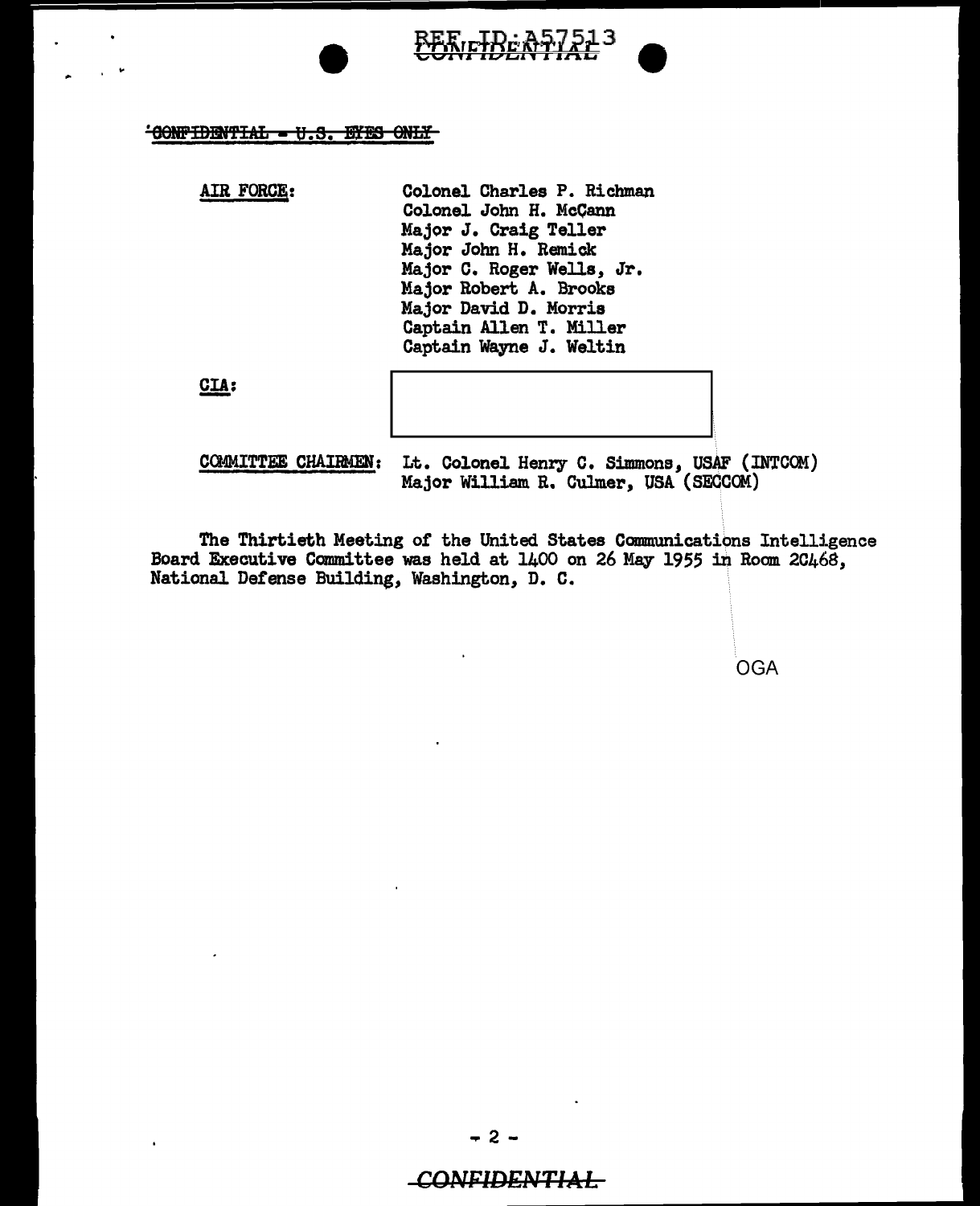~~CONFIDENTIAL - U.S. EYES ONLY~~

AIR FORCE: Colonel Charles P. Richman
Colonel John H. McCann
Major J. Craig Teller
Major John H. Remick
Major C. Roger Wells, Jr.
Major Robert A. Brooks
Major David D. Morris
Captain Allen T. Miller
Captain Wayne J. Weltin

CIA: [redacted]

COMMITTEE CHAIRMEN: Lt. Colonel Henry C. Simmons, USAF (INTCOM)
Major William R. Culmer, USA (SECCOM)

The Thirtieth Meeting of the United States Communications Intelligence Board Executive Committee was held at 1400 on 26 May 1955 in Room 2C468, National Defense Building, Washington, D. C.

OGA

CONFIDENTIAL